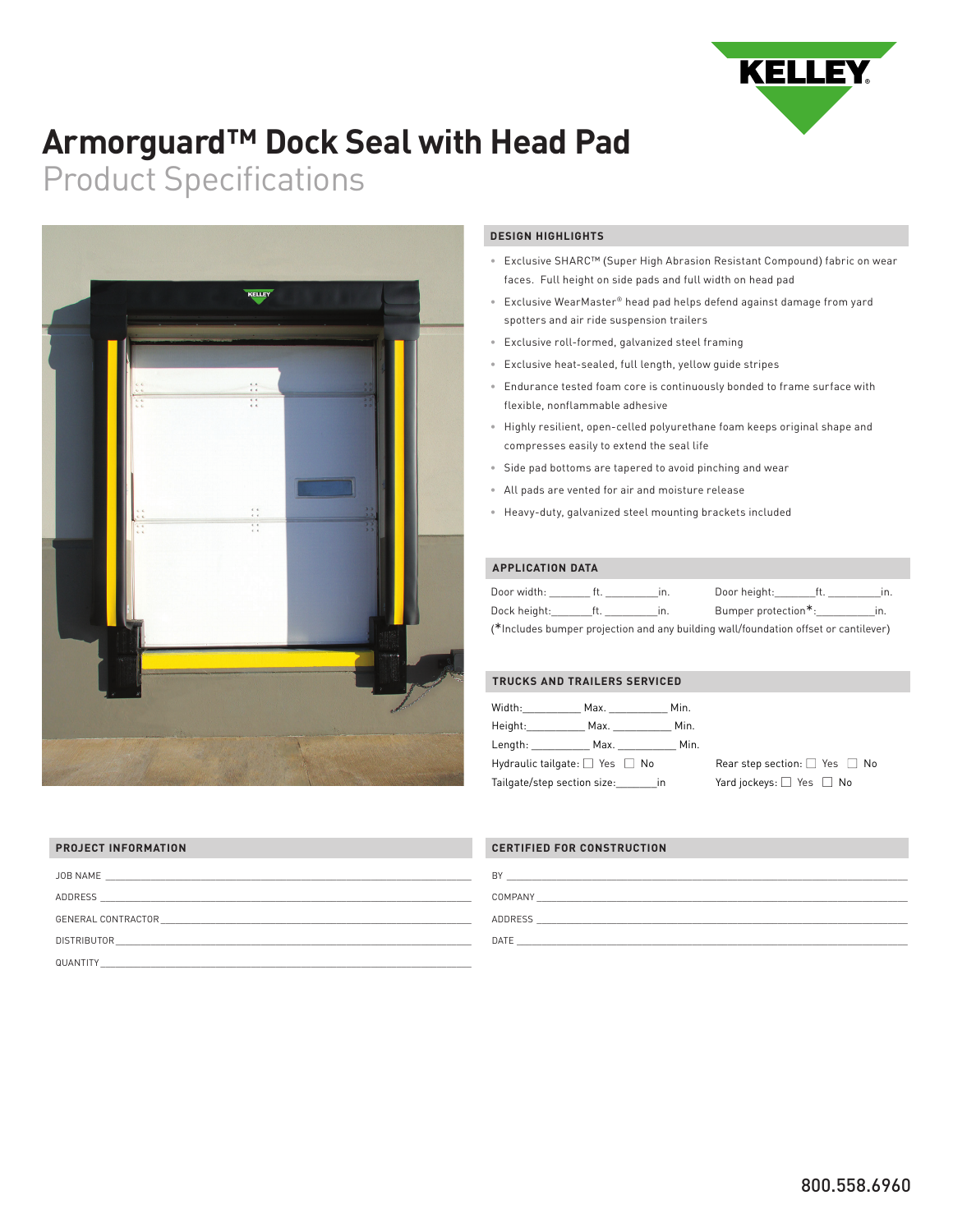KELLEY

# Armorguard™ Dock Seal with Head Pad

## Product Specifications

### DESIGN HIGHLIGHTS

- Exclusive SHARC™ (Super High Abrasion Resistant Compound) fabric on wear faces. Full height on side pads and full width on head pad
- Exclusive WearMaster® head pad helps defend against damage from yard spotters and air ride suspension trailers
- Exclusive roll-formed, galvanized steel framing
- Exclusive heat-sealed, full length, yellow guide stripes
- Endurance tested foam core is continuously bonded to frame surface with flexible, nonflammable adhesive
- Highly resilient, open-celled polyurethane foam keeps original shape and compresses easily to extend the seal life
- Side pad bottoms are tapered to avoid pinching and wear
- All pads are vented for air and moisture release
- Heavy-duty, galvanized steel mounting brackets included

### APPLICATION DATA

Door width:_______ ft. _________in.     Door height:_______ft. _________in.

Dock height:_______ft. _________in.     Bumper protection*:__________in.

(*Includes bumper projection and any building wall/foundation offset or cantilever)

### TRUCKS AND TRAILERS SERVICED

Width:__________ Max. __________ Min.

Height:__________ Max. __________ Min.

Length: __________ Max. __________ Min.

Hydraulic tailgate: ☐ Yes ☐ No     Rear step section: ☐ Yes ☐ No

Tailgate/step section size:_______in     Yard jockeys: ☐ Yes ☐ No

### PROJECT INFORMATION

JOB NAME ____________________

ADDRESS ____________________

GENERAL CONTRACTOR ____________________

DISTRIBUTOR ____________________

QUANTITY ____________________

### CERTIFIED FOR CONSTRUCTION

BY ____________________

COMPANY ____________________

ADDRESS ____________________

DATE ____________________

800.558.6960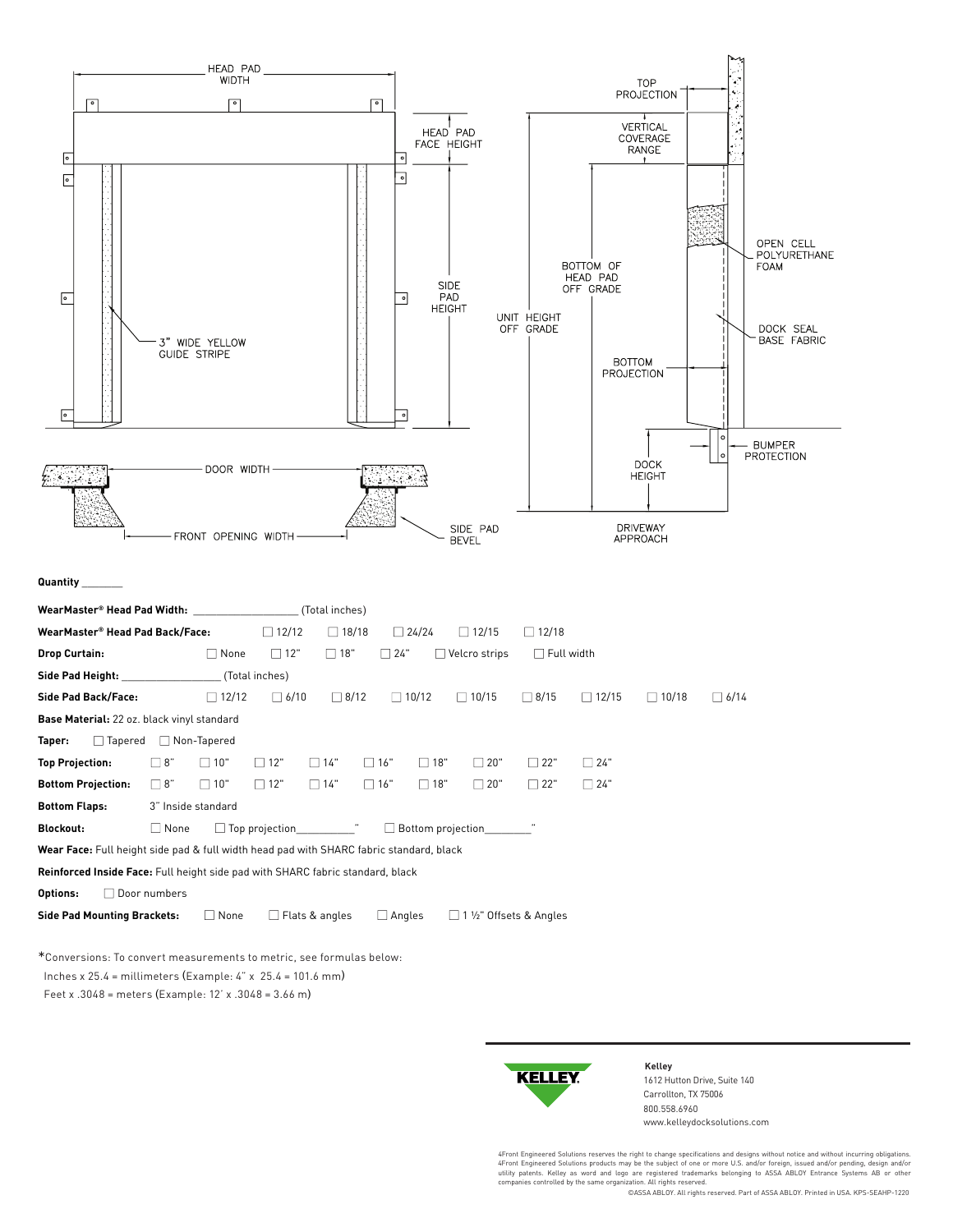HEAD PAD WIDTH

HEAD PAD FACE HEIGHT

SIDE PAD HEIGHT

3" WIDE YELLOW GUIDE STRIPE

DOOR WIDTH

FRONT OPENING WIDTH

SIDE PAD BEVEL

TOP PROJECTION

VERTICAL COVERAGE RANGE

BOTTOM OF HEAD PAD OFF GRADE

UNIT HEIGHT OFF GRADE

OPEN CELL POLYURETHANE FOAM

DOCK SEAL BASE FABRIC

BOTTOM PROJECTION

BUMPER PROTECTION

DOCK HEIGHT

DRIVEWAY APPROACH

**Quantity** _______

**WearMaster® Head Pad Width:** __________________ (Total inches)

**WearMaster® Head Pad Back/Face:** ☐ 12/12 ☐ 18/18 ☐ 24/24 ☐ 12/15 ☐ 12/18

**Drop Curtain:** ☐ None ☐ 12" ☐ 18" ☐ 24" ☐ Velcro strips ☐ Full width

**Side Pad Height:** _________________ (Total inches)

**Side Pad Back/Face:** ☐ 12/12 ☐ 6/10 ☐ 8/12 ☐ 10/12 ☐ 10/15 ☐ 8/15 ☐ 12/15 ☐ 10/18 ☐ 6/14

**Base Material:** 22 oz. black vinyl standard

**Taper:** ☐ Tapered ☐ Non-Tapered

**Top Projection:** ☐ 8" ☐ 10" ☐ 12" ☐ 14" ☐ 16" ☐ 18" ☐ 20" ☐ 22" ☐ 24"

**Bottom Projection:** ☐ 8" ☐ 10" ☐ 12" ☐ 14" ☐ 16" ☐ 18" ☐ 20" ☐ 22" ☐ 24"

**Bottom Flaps:** 3" Inside standard

**Blockout:** ☐ None ☐ Top projection__________" ☐ Bottom projection________"

**Wear Face:** Full height side pad & full width head pad with SHARC fabric standard, black

**Reinforced Inside Face:** Full height side pad with SHARC fabric standard, black

**Options:** ☐ Door numbers

**Side Pad Mounting Brackets:** ☐ None ☐ Flats & angles ☐ Angles ☐ 1 ½" Offsets & Angles

*Conversions: To convert measurements to metric, see formulas below:
Inches x 25.4 = millimeters (Example: 4" x 25.4 = 101.6 mm)
Feet x .3048 = meters (Example: 12' x .3048 = 3.66 m)

KELLEY

**Kelley**
1612 Hutton Drive, Suite 140
Carrollton, TX 75006
800.558.6960
www.kelleydocksolutions.com

4Front Engineered Solutions reserves the right to change specifications and designs without notice and without incurring obligations. 4Front Engineered Solutions products may be the subject of one or more U.S. and/or foreign, issued and/or pending, design and/or utility patents. Kelley as word and logo are registered trademarks belonging to ASSA ABLOY Entrance Systems AB or other companies controlled by the same organization. All rights reserved.

©ASSA ABLOY. All rights reserved. Part of ASSA ABLOY. Printed in USA. KPS-SEAHP-1220